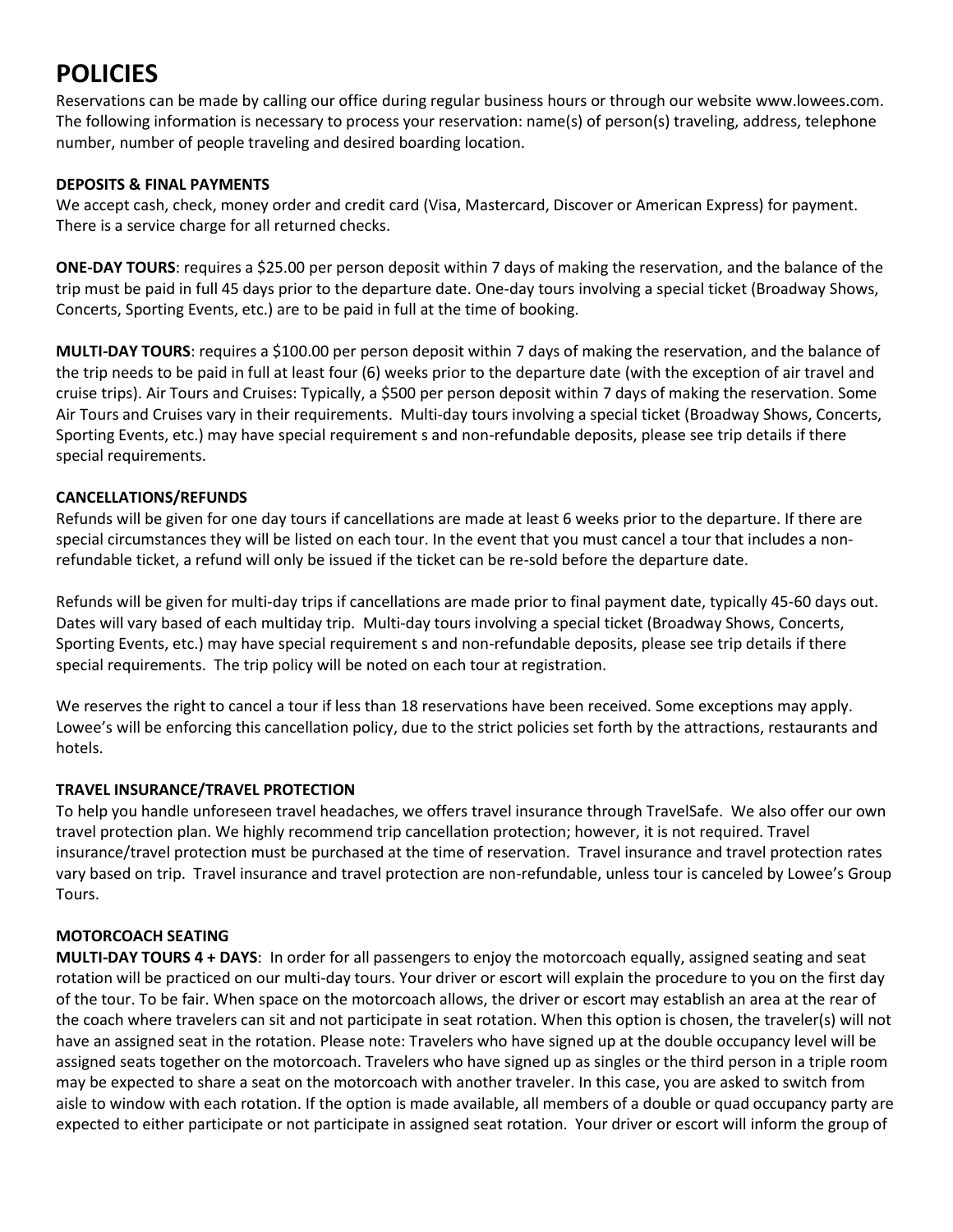# POLICIES

Reservations can be made by calling our office during regular business hours or through our website www.lowees.com. The following information is necessary to process your reservation: name(s) of person(s) traveling, address, telephone number, number of people traveling and desired boarding location.

### DEPOSITS & FINAL PAYMENTS

We accept cash, check, money order and credit card (Visa, Mastercard, Discover or American Express) for payment. There is a service charge for all returned checks.

**ONE-DAY TOURS**: requires a $25.00 per person deposit within 7 days of making the reservation, and the balance of the trip must be paid in full 45 days prior to the departure date. One-day tours involving a special ticket (Broadway Shows, Concerts, Sporting Events, etc.) are to be paid in full at the time of booking.

**MULTI-DAY TOURS**: requires a $100.00 per person deposit within 7 days of making the reservation, and the balance of the trip needs to be paid in full at least four (6) weeks prior to the departure date (with the exception of air travel and cruise trips). Air Tours and Cruises: Typically, a $500 per person deposit within 7 days of making the reservation. Some Air Tours and Cruises vary in their requirements. Multi-day tours involving a special ticket (Broadway Shows, Concerts, Sporting Events, etc.) may have special requirement s and non-refundable deposits, please see trip details if there special requirements.

### CANCELLATIONS/REFUNDS

Refunds will be given for one day tours if cancellations are made at least 6 weeks prior to the departure. If there are special circumstances they will be listed on each tour. In the event that you must cancel a tour that includes a non-refundable ticket, a refund will only be issued if the ticket can be re-sold before the departure date.

Refunds will be given for multi-day trips if cancellations are made prior to final payment date, typically 45-60 days out. Dates will vary based of each multiday trip. Multi-day tours involving a special ticket (Broadway Shows, Concerts, Sporting Events, etc.) may have special requirement s and non-refundable deposits, please see trip details if there special requirements. The trip policy will be noted on each tour at registration.

We reserves the right to cancel a tour if less than 18 reservations have been received. Some exceptions may apply. Lowee's will be enforcing this cancellation policy, due to the strict policies set forth by the attractions, restaurants and hotels.

### TRAVEL INSURANCE/TRAVEL PROTECTION

To help you handle unforeseen travel headaches, we offers travel insurance through TravelSafe. We also offer our own travel protection plan. We highly recommend trip cancellation protection; however, it is not required. Travel insurance/travel protection must be purchased at the time of reservation. Travel insurance and travel protection rates vary based on trip. Travel insurance and travel protection are non-refundable, unless tour is canceled by Lowee's Group Tours.

### MOTORCOACH SEATING

**MULTI-DAY TOURS 4 + DAYS**: In order for all passengers to enjoy the motorcoach equally, assigned seating and seat rotation will be practiced on our multi-day tours. Your driver or escort will explain the procedure to you on the first day of the tour. To be fair. When space on the motorcoach allows, the driver or escort may establish an area at the rear of the coach where travelers can sit and not participate in seat rotation. When this option is chosen, the traveler(s) will not have an assigned seat in the rotation. Please note: Travelers who have signed up at the double occupancy level will be assigned seats together on the motorcoach. Travelers who have signed up as singles or the third person in a triple room may be expected to share a seat on the motorcoach with another traveler. In this case, you are asked to switch from aisle to window with each rotation. If the option is made available, all members of a double or quad occupancy party are expected to either participate or not participate in assigned seat rotation. Your driver or escort will inform the group of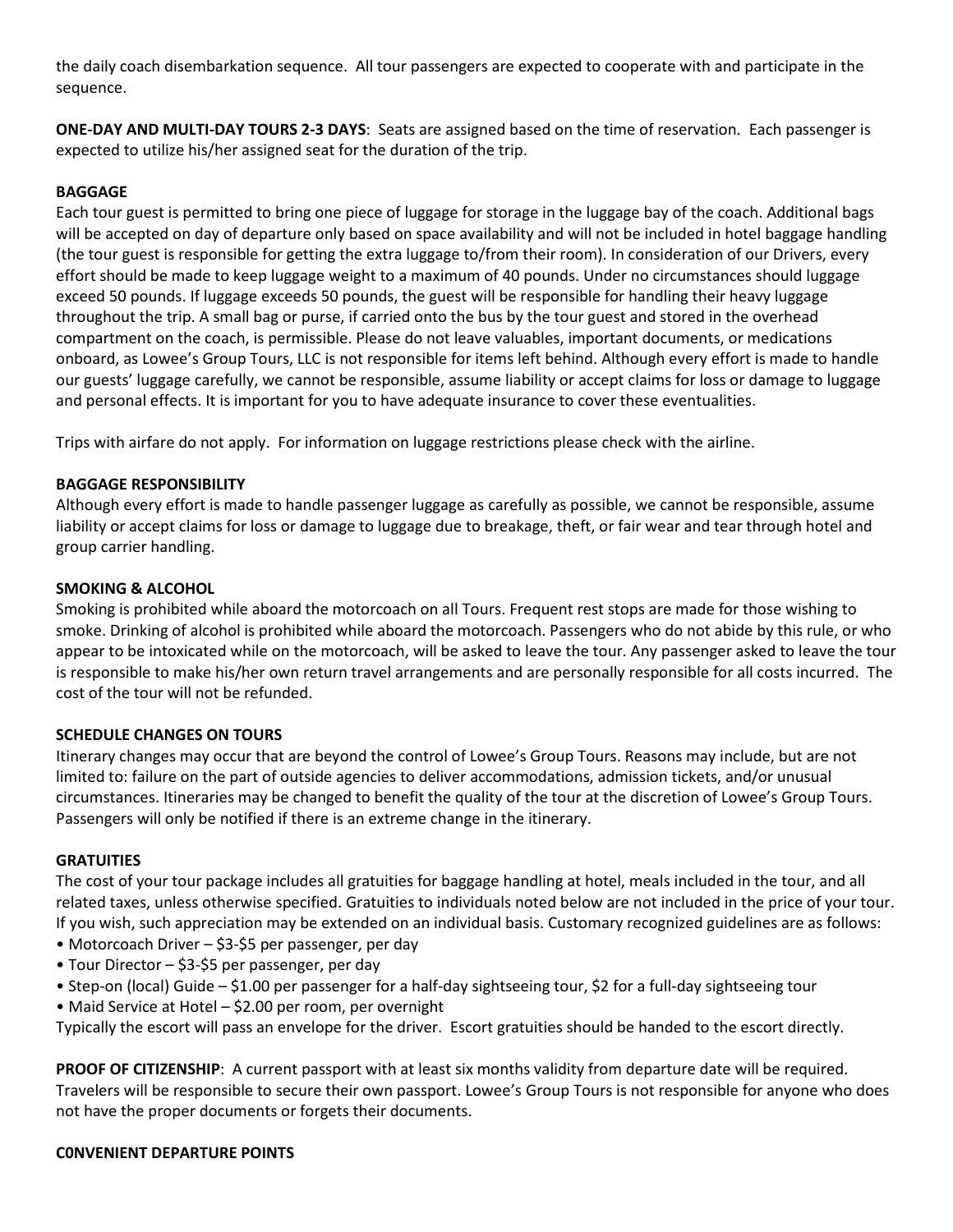the daily coach disembarkation sequence. All tour passengers are expected to cooperate with and participate in the sequence.

**ONE-DAY AND MULTI-DAY TOURS 2-3 DAYS**: Seats are assigned based on the time of reservation. Each passenger is expected to utilize his/her assigned seat for the duration of the trip.

**BAGGAGE**

Each tour guest is permitted to bring one piece of luggage for storage in the luggage bay of the coach. Additional bags will be accepted on day of departure only based on space availability and will not be included in hotel baggage handling (the tour guest is responsible for getting the extra luggage to/from their room). In consideration of our Drivers, every effort should be made to keep luggage weight to a maximum of 40 pounds. Under no circumstances should luggage exceed 50 pounds. If luggage exceeds 50 pounds, the guest will be responsible for handling their heavy luggage throughout the trip. A small bag or purse, if carried onto the bus by the tour guest and stored in the overhead compartment on the coach, is permissible. Please do not leave valuables, important documents, or medications onboard, as Lowee's Group Tours, LLC is not responsible for items left behind. Although every effort is made to handle our guests' luggage carefully, we cannot be responsible, assume liability or accept claims for loss or damage to luggage and personal effects. It is important for you to have adequate insurance to cover these eventualities.

Trips with airfare do not apply. For information on luggage restrictions please check with the airline.

**BAGGAGE RESPONSIBILITY**

Although every effort is made to handle passenger luggage as carefully as possible, we cannot be responsible, assume liability or accept claims for loss or damage to luggage due to breakage, theft, or fair wear and tear through hotel and group carrier handling.

**SMOKING & ALCOHOL**

Smoking is prohibited while aboard the motorcoach on all Tours. Frequent rest stops are made for those wishing to smoke. Drinking of alcohol is prohibited while aboard the motorcoach. Passengers who do not abide by this rule, or who appear to be intoxicated while on the motorcoach, will be asked to leave the tour. Any passenger asked to leave the tour is responsible to make his/her own return travel arrangements and are personally responsible for all costs incurred. The cost of the tour will not be refunded.

**SCHEDULE CHANGES ON TOURS**

Itinerary changes may occur that are beyond the control of Lowee's Group Tours. Reasons may include, but are not limited to: failure on the part of outside agencies to deliver accommodations, admission tickets, and/or unusual circumstances. Itineraries may be changed to benefit the quality of the tour at the discretion of Lowee's Group Tours. Passengers will only be notified if there is an extreme change in the itinerary.

**GRATUITIES**

The cost of your tour package includes all gratuities for baggage handling at hotel, meals included in the tour, and all related taxes, unless otherwise specified. Gratuities to individuals noted below are not included in the price of your tour. If you wish, such appreciation may be extended on an individual basis. Customary recognized guidelines are as follows:

- Motorcoach Driver – $3-$5 per passenger, per day
- Tour Director – $3-$5 per passenger, per day
- Step-on (local) Guide – $1.00 per passenger for a half-day sightseeing tour, $2 for a full-day sightseeing tour
- Maid Service at Hotel – $2.00 per room, per overnight

Typically the escort will pass an envelope for the driver. Escort gratuities should be handed to the escort directly.

**PROOF OF CITIZENSHIP**: A current passport with at least six months validity from departure date will be required. Travelers will be responsible to secure their own passport. Lowee's Group Tours is not responsible for anyone who does not have the proper documents or forgets their documents.

**C0NVENIENT DEPARTURE POINTS**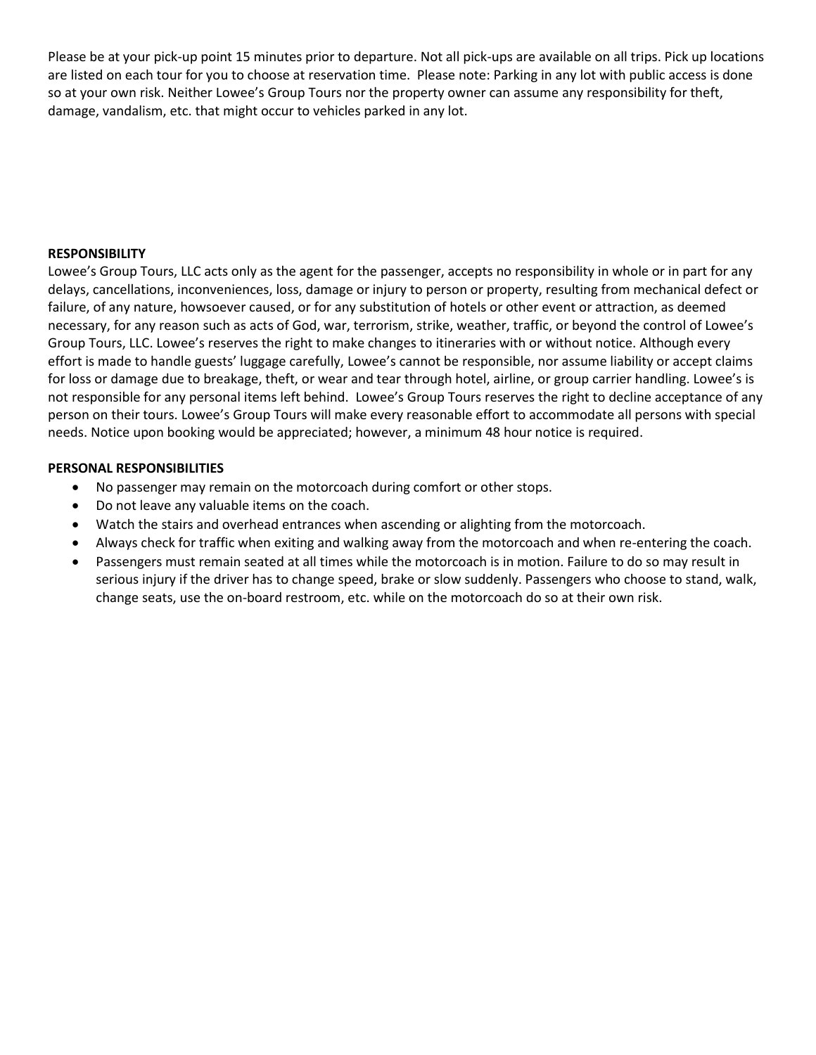Please be at your pick-up point 15 minutes prior to departure. Not all pick-ups are available on all trips. Pick up locations are listed on each tour for you to choose at reservation time. Please note: Parking in any lot with public access is done so at your own risk. Neither Lowee's Group Tours nor the property owner can assume any responsibility for theft, damage, vandalism, etc. that might occur to vehicles parked in any lot.

**RESPONSIBILITY**

Lowee's Group Tours, LLC acts only as the agent for the passenger, accepts no responsibility in whole or in part for any delays, cancellations, inconveniences, loss, damage or injury to person or property, resulting from mechanical defect or failure, of any nature, howsoever caused, or for any substitution of hotels or other event or attraction, as deemed necessary, for any reason such as acts of God, war, terrorism, strike, weather, traffic, or beyond the control of Lowee's Group Tours, LLC. Lowee's reserves the right to make changes to itineraries with or without notice. Although every effort is made to handle guests' luggage carefully, Lowee's cannot be responsible, nor assume liability or accept claims for loss or damage due to breakage, theft, or wear and tear through hotel, airline, or group carrier handling. Lowee's is not responsible for any personal items left behind. Lowee's Group Tours reserves the right to decline acceptance of any person on their tours. Lowee's Group Tours will make every reasonable effort to accommodate all persons with special needs. Notice upon booking would be appreciated; however, a minimum 48 hour notice is required.

**PERSONAL RESPONSIBILITIES**

- No passenger may remain on the motorcoach during comfort or other stops.
- Do not leave any valuable items on the coach.
- Watch the stairs and overhead entrances when ascending or alighting from the motorcoach.
- Always check for traffic when exiting and walking away from the motorcoach and when re-entering the coach.
- Passengers must remain seated at all times while the motorcoach is in motion. Failure to do so may result in serious injury if the driver has to change speed, brake or slow suddenly. Passengers who choose to stand, walk, change seats, use the on-board restroom, etc. while on the motorcoach do so at their own risk.